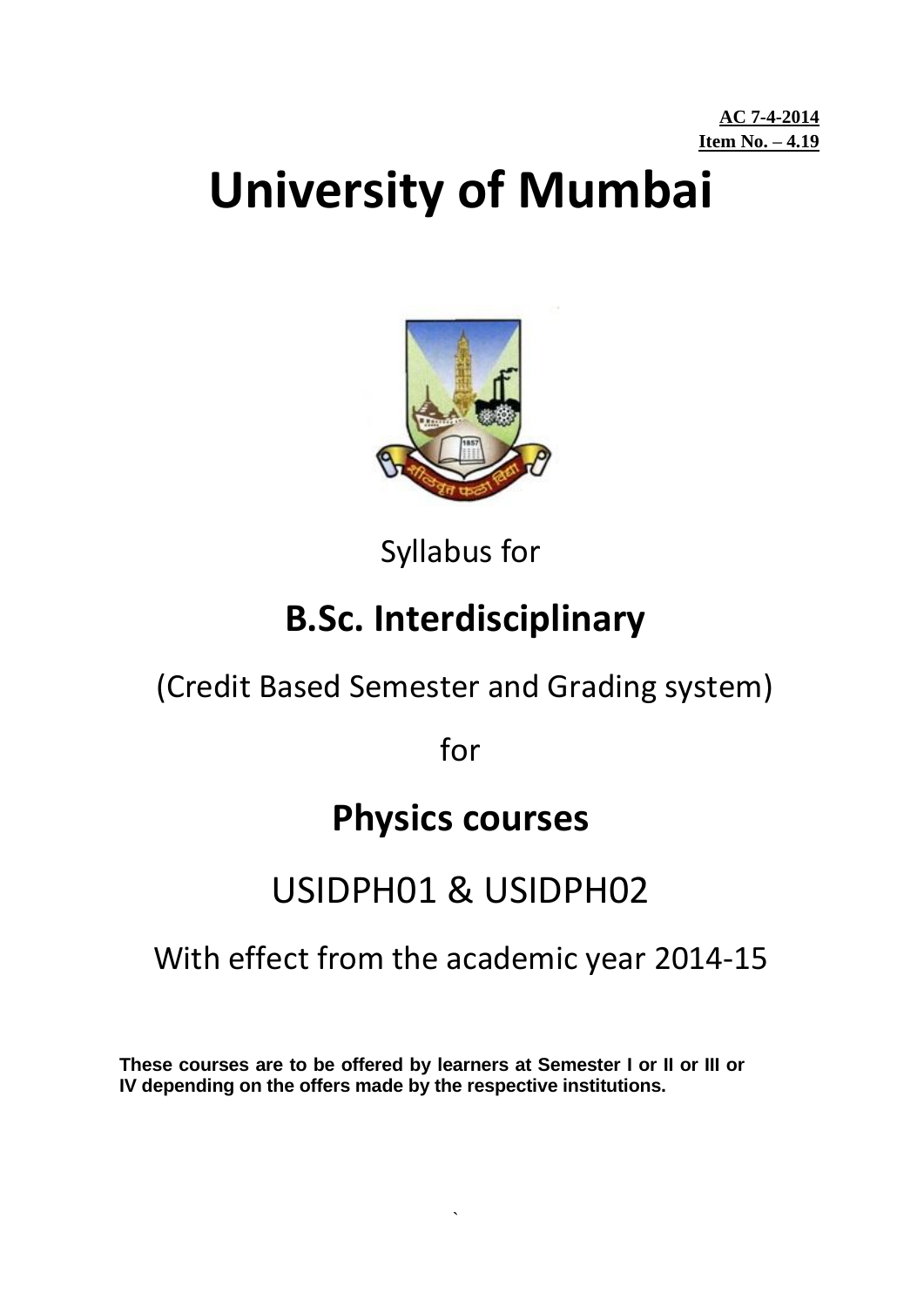**AC 7-4-2014**
**Item No. – 4.19**

# University of Mumbai

Syllabus for

## B.Sc. Interdisciplinary

(Credit Based Semester and Grading system)

for

## Physics courses

USIDPH01 & USIDPH02

With effect from the academic year 2014-15

**These courses are to be offered by learners at Semester I or II or III or IV depending on the offers made by the respective institutions.**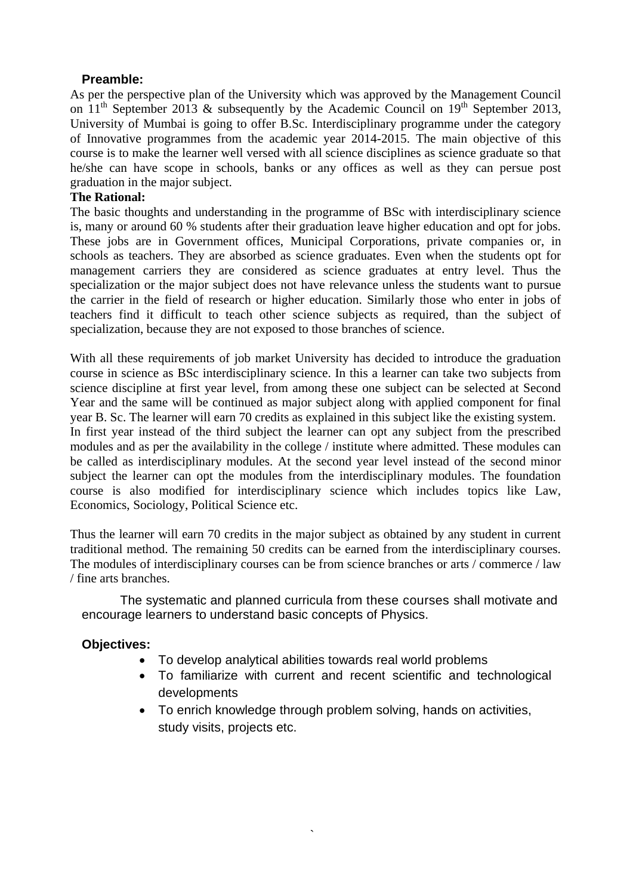**Preamble:**

As per the perspective plan of the University which was approved by the Management Council on 11th September 2013 & subsequently by the Academic Council on 19th September 2013, University of Mumbai is going to offer B.Sc. Interdisciplinary programme under the category of Innovative programmes from the academic year 2014-2015. The main objective of this course is to make the learner well versed with all science disciplines as science graduate so that he/she can have scope in schools, banks or any offices as well as they can persue post graduation in the major subject.

**The Rational:**

The basic thoughts and understanding in the programme of BSc with interdisciplinary science is, many or around 60 % students after their graduation leave higher education and opt for jobs. These jobs are in Government offices, Municipal Corporations, private companies or, in schools as teachers. They are absorbed as science graduates. Even when the students opt for management carriers they are considered as science graduates at entry level. Thus the specialization or the major subject does not have relevance unless the students want to pursue the carrier in the field of research or higher education. Similarly those who enter in jobs of teachers find it difficult to teach other science subjects as required, than the subject of specialization, because they are not exposed to those branches of science.

With all these requirements of job market University has decided to introduce the graduation course in science as BSc interdisciplinary science. In this a learner can take two subjects from science discipline at first year level, from among these one subject can be selected at Second Year and the same will be continued as major subject along with applied component for final year B. Sc. The learner will earn 70 credits as explained in this subject like the existing system.
In first year instead of the third subject the learner can opt any subject from the prescribed modules and as per the availability in the college / institute where admitted. These modules can be called as interdisciplinary modules. At the second year level instead of the second minor subject the learner can opt the modules from the interdisciplinary modules. The foundation course is also modified for interdisciplinary science which includes topics like Law, Economics, Sociology, Political Science etc.

Thus the learner will earn 70 credits in the major subject as obtained by any student in current traditional method. The remaining 50 credits can be earned from the interdisciplinary courses. The modules of interdisciplinary courses can be from science branches or arts / commerce / law / fine arts branches.

The systematic and planned curricula from these courses shall motivate and encourage learners to understand basic concepts of Physics.

**Objectives:**

- To develop analytical abilities towards real world problems
- To familiarize with current and recent scientific and technological developments
- To enrich knowledge through problem solving, hands on activities, study visits, projects etc.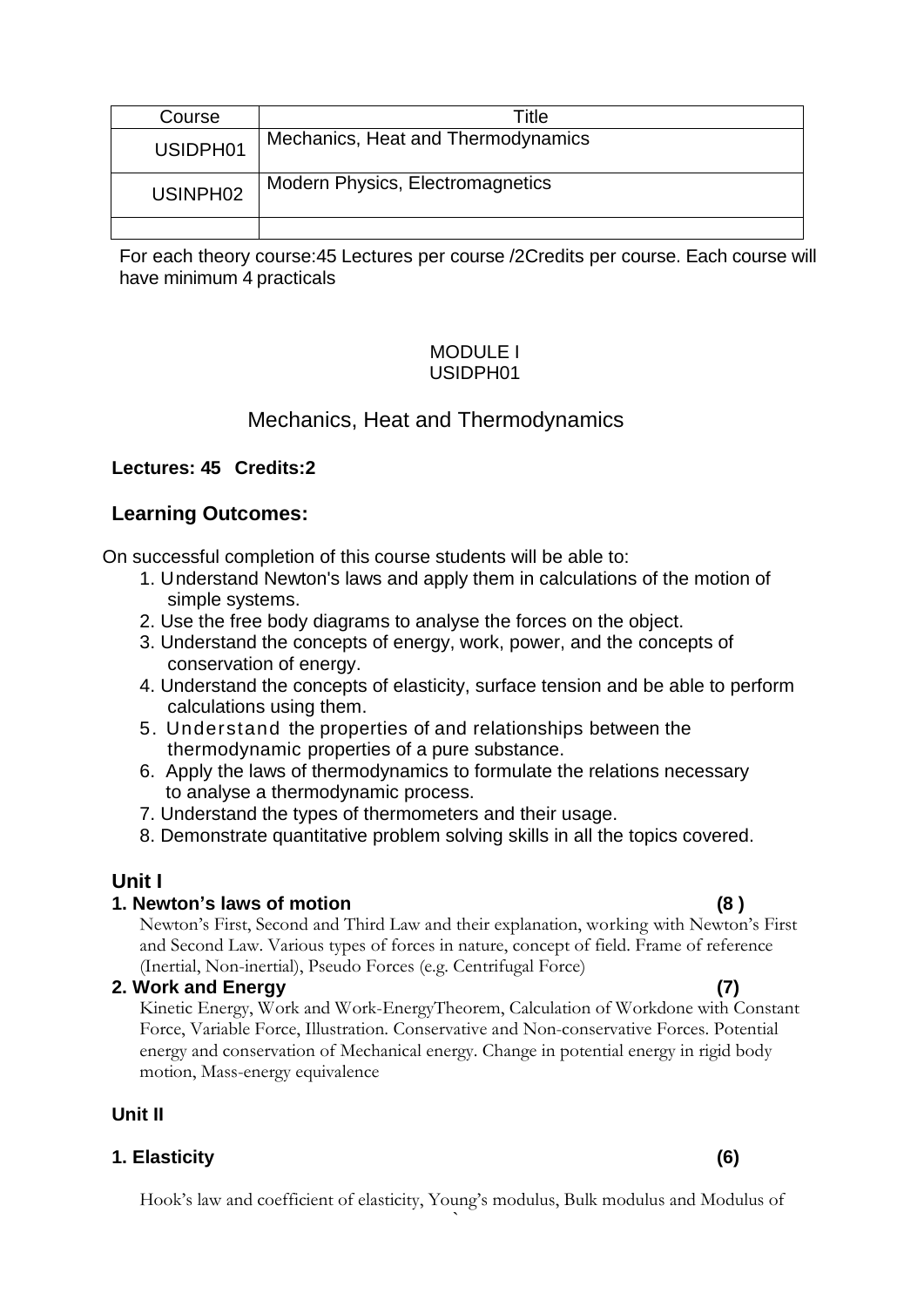| Course | Title |
|---|---|
| USIDPH01 | Mechanics, Heat and Thermodynamics |
| USINPH02 | Modern Physics, Electromagnetics |
| | |

For each theory course:45 Lectures per course /2Credits per course. Each course will have minimum 4 practicals

MODULE I
USIDPH01

## Mechanics, Heat and Thermodynamics

**Lectures: 45 Credits:2**

### Learning Outcomes:

On successful completion of this course students will be able to:

1. Understand Newton's laws and apply them in calculations of the motion of simple systems.
2. Use the free body diagrams to analyse the forces on the object.
3. Understand the concepts of energy, work, power, and the concepts of conservation of energy.
4. Understand the concepts of elasticity, surface tension and be able to perform calculations using them.
5. Understand the properties of and relationships between the thermodynamic properties of a pure substance.
6. Apply the laws of thermodynamics to formulate the relations necessary to analyse a thermodynamic process.
7. Understand the types of thermometers and their usage.
8. Demonstrate quantitative problem solving skills in all the topics covered.

### Unit I

**1. Newton's laws of motion (8 )**

Newton's First, Second and Third Law and their explanation, working with Newton's First and Second Law. Various types of forces in nature, concept of field. Frame of reference (Inertial, Non-inertial), Pseudo Forces (e.g. Centrifugal Force)

**2. Work and Energy (7)**

Kinetic Energy, Work and Work-EnergyTheorem, Calculation of Workdone with Constant Force, Variable Force, Illustration. Conservative and Non-conservative Forces. Potential energy and conservation of Mechanical energy. Change in potential energy in rigid body motion, Mass-energy equivalence

### Unit II

**1. Elasticity (6)**

Hook's law and coefficient of elasticity, Young's modulus, Bulk modulus and Modulus of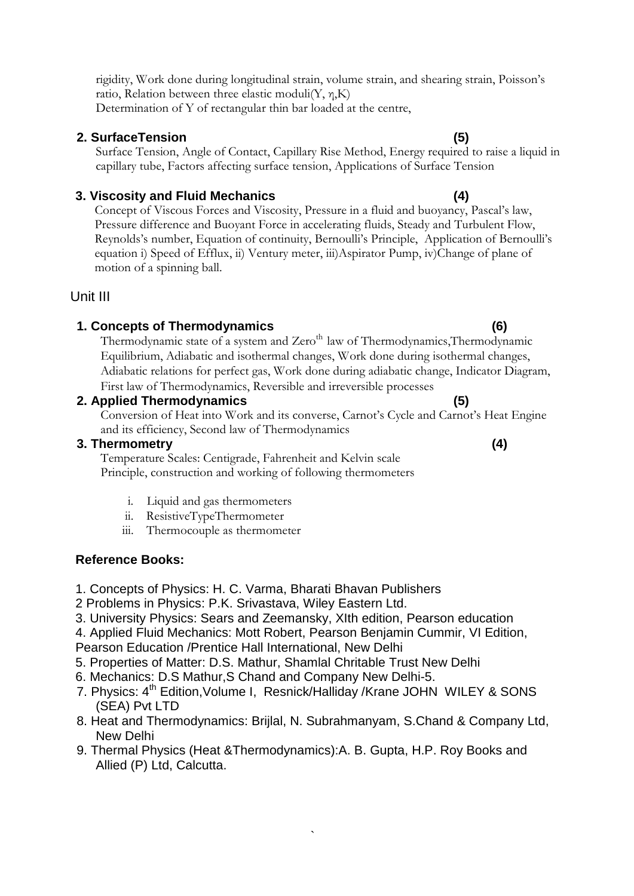rigidity, Work done during longitudinal strain, volume strain, and shearing strain, Poisson's ratio, Relation between three elastic moduli(Y, $\eta$,K)
Determination of Y of rectangular thin bar loaded at the centre,

**2. SurfaceTension (5)**

Surface Tension, Angle of Contact, Capillary Rise Method, Energy required to raise a liquid in capillary tube, Factors affecting surface tension, Applications of Surface Tension

**3. Viscosity and Fluid Mechanics (4)**

Concept of Viscous Forces and Viscosity, Pressure in a fluid and buoyancy, Pascal's law, Pressure difference and Buoyant Force in accelerating fluids, Steady and Turbulent Flow, Reynolds's number, Equation of continuity, Bernoulli's Principle, Application of Bernoulli's equation i) Speed of Efflux, ii) Ventury meter, iii)Aspirator Pump, iv)Change of plane of motion of a spinning ball.

## Unit III

**1. Concepts of Thermodynamics (6)**

Thermodynamic state of a system and Zero$^{th}$ law of Thermodynamics,Thermodynamic Equilibrium, Adiabatic and isothermal changes, Work done during isothermal changes, Adiabatic relations for perfect gas, Work done during adiabatic change, Indicator Diagram, First law of Thermodynamics, Reversible and irreversible processes

**2. Applied Thermodynamics (5)**

Conversion of Heat into Work and its converse, Carnot's Cycle and Carnot's Heat Engine and its efficiency, Second law of Thermodynamics

**3. Thermometry (4)**

Temperature Scales: Centigrade, Fahrenheit and Kelvin scale
Principle, construction and working of following thermometers

i. Liquid and gas thermometers
ii. ResistiveTypeThermometer
iii. Thermocouple as thermometer

**Reference Books:**

1. Concepts of Physics: H. C. Varma, Bharati Bhavan Publishers
2 Problems in Physics: P.K. Srivastava, Wiley Eastern Ltd.
3. University Physics: Sears and Zeemansky, XIth edition, Pearson education
4. Applied Fluid Mechanics: Mott Robert, Pearson Benjamin Cummir, VI Edition, Pearson Education /Prentice Hall International, New Delhi
5. Properties of Matter: D.S. Mathur, Shamlal Chritable Trust New Delhi
6. Mechanics: D.S Mathur,S Chand and Company New Delhi-5.
7. Physics: 4$^{th}$ Edition,Volume I, Resnick/Halliday /Krane JOHN WILEY & SONS (SEA) Pvt LTD
8. Heat and Thermodynamics: Brijlal, N. Subrahmanyam, S.Chand & Company Ltd, New Delhi
9. Thermal Physics (Heat &Thermodynamics):A. B. Gupta, H.P. Roy Books and Allied (P) Ltd, Calcutta.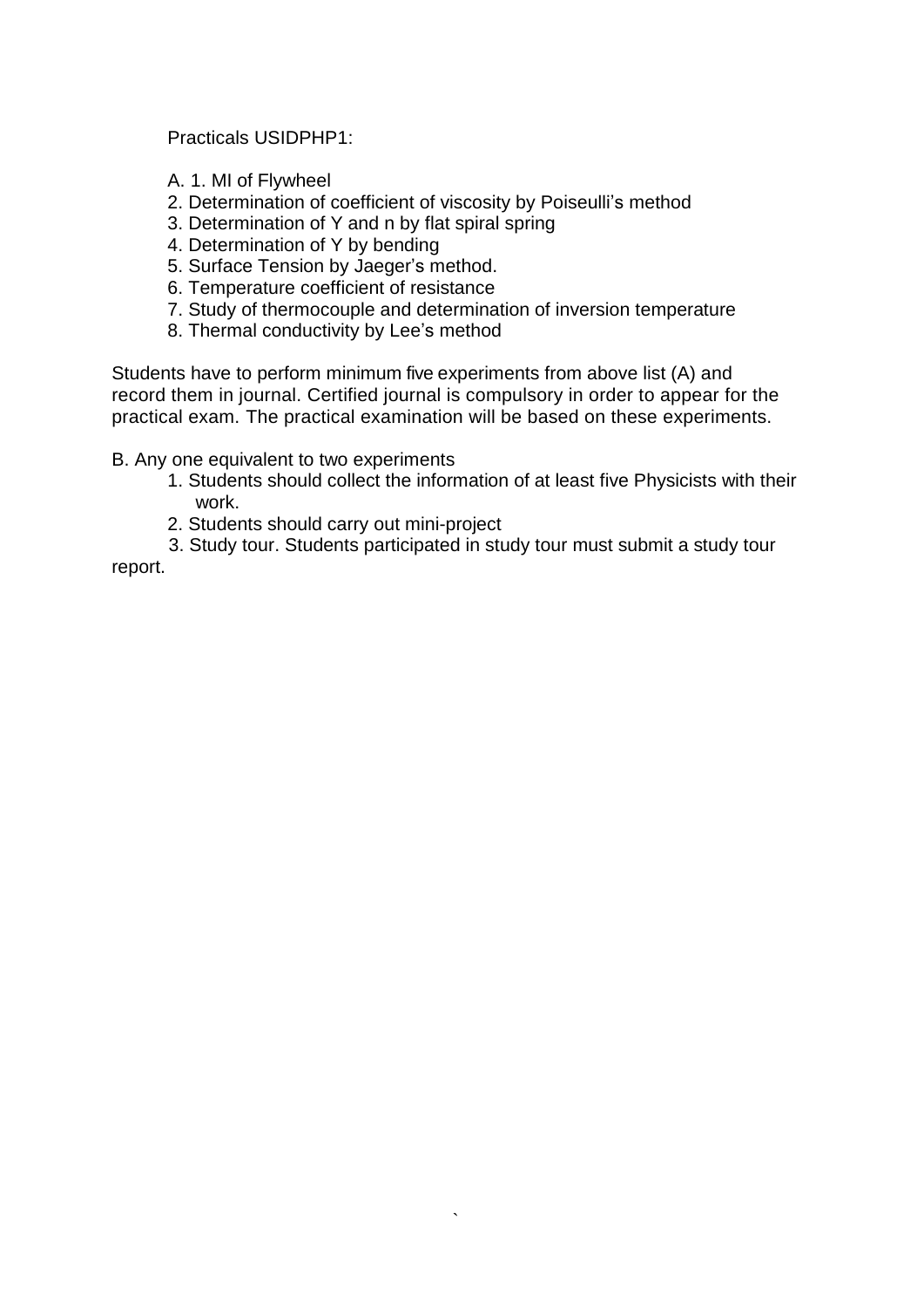Practicals USIDPHP1:

A. 1. MI of Flywheel
2. Determination of coefficient of viscosity by Poiseulli's method
3. Determination of Y and n by flat spiral spring
4. Determination of Y by bending
5. Surface Tension by Jaeger's method.
6. Temperature coefficient of resistance
7. Study of thermocouple and determination of inversion temperature
8. Thermal conductivity by Lee's method

Students have to perform minimum five experiments from above list (A) and record them in journal. Certified journal is compulsory in order to appear for the practical exam. The practical examination will be based on these experiments.

B. Any one equivalent to two experiments

1. Students should collect the information of at least five Physicists with their work.
2. Students should carry out mini-project
3. Study tour. Students participated in study tour must submit a study tour report.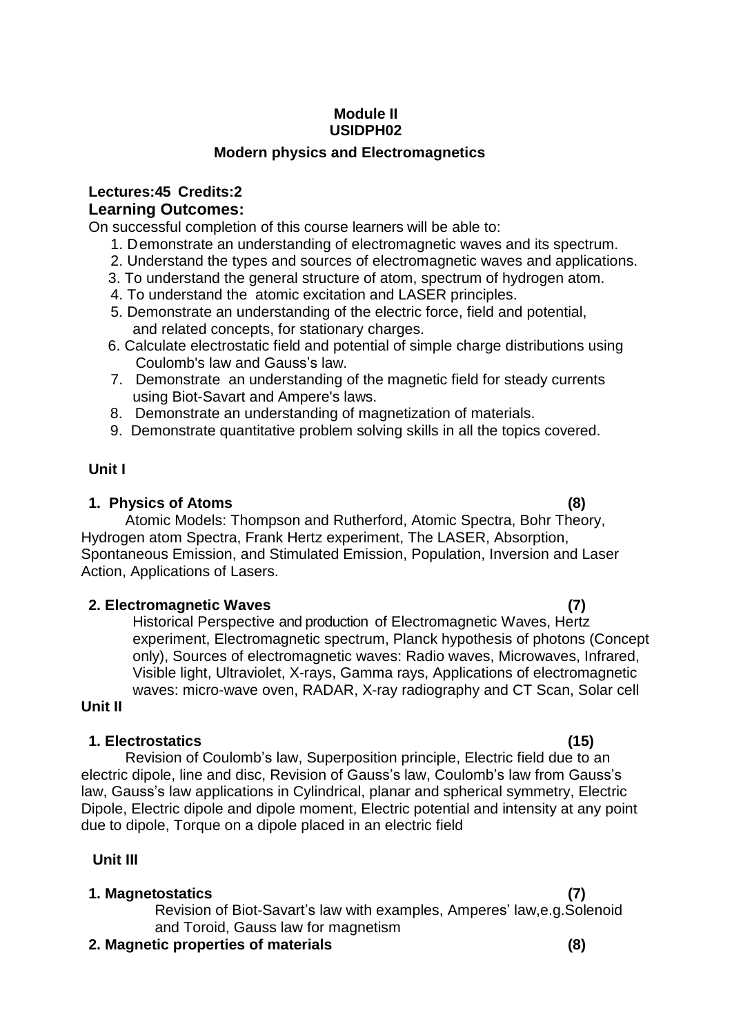**Module II**
**USIDPH02**

**Modern physics and Electromagnetics**

**Lectures:45 Credits:2**

**Learning Outcomes:**

On successful completion of this course learners will be able to:

1. Demonstrate an understanding of electromagnetic waves and its spectrum.
2. Understand the types and sources of electromagnetic waves and applications.
3. To understand the general structure of atom, spectrum of hydrogen atom.
4. To understand the atomic excitation and LASER principles.
5. Demonstrate an understanding of the electric force, field and potential, and related concepts, for stationary charges.
6. Calculate electrostatic field and potential of simple charge distributions using Coulomb's law and Gauss's law.
7. Demonstrate an understanding of the magnetic field for steady currents using Biot-Savart and Ampere's laws.
8. Demonstrate an understanding of magnetization of materials.
9. Demonstrate quantitative problem solving skills in all the topics covered.

**Unit I**

**1. Physics of Atoms (8)**

Atomic Models: Thompson and Rutherford, Atomic Spectra, Bohr Theory, Hydrogen atom Spectra, Frank Hertz experiment, The LASER, Absorption, Spontaneous Emission, and Stimulated Emission, Population, Inversion and Laser Action, Applications of Lasers.

**2. Electromagnetic Waves (7)**

Historical Perspective and production of Electromagnetic Waves, Hertz experiment, Electromagnetic spectrum, Planck hypothesis of photons (Concept only), Sources of electromagnetic waves: Radio waves, Microwaves, Infrared, Visible light, Ultraviolet, X-rays, Gamma rays, Applications of electromagnetic waves: micro-wave oven, RADAR, X-ray radiography and CT Scan, Solar cell

**Unit II**

**1. Electrostatics (15)**

Revision of Coulomb's law, Superposition principle, Electric field due to an electric dipole, line and disc, Revision of Gauss's law, Coulomb's law from Gauss's law, Gauss's law applications in Cylindrical, planar and spherical symmetry, Electric Dipole, Electric dipole and dipole moment, Electric potential and intensity at any point due to dipole, Torque on a dipole placed in an electric field

**Unit III**

**1. Magnetostatics (7)**

Revision of Biot-Savart's law with examples, Amperes' law,e.g.Solenoid and Toroid, Gauss law for magnetism

**2. Magnetic properties of materials (8)**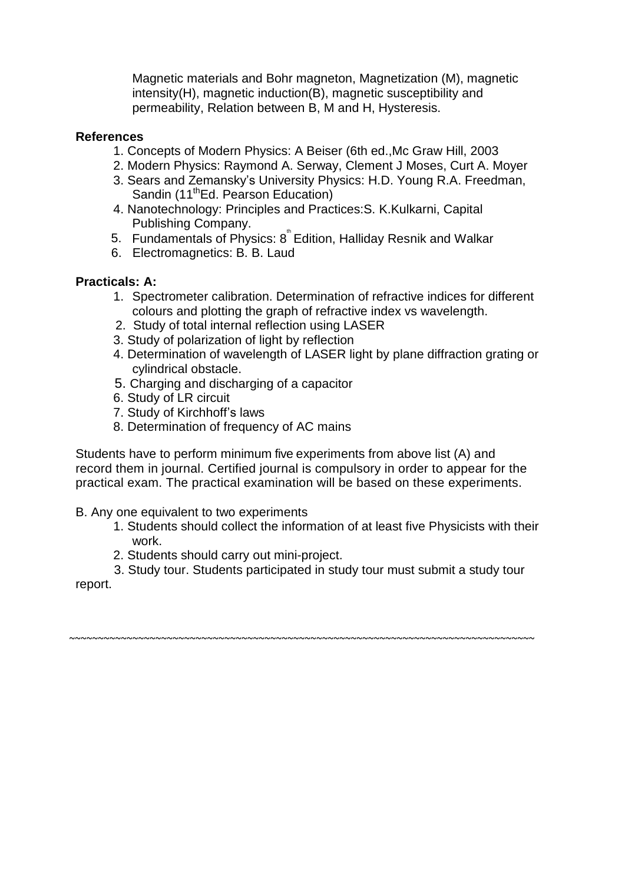Magnetic materials and Bohr magneton, Magnetization (M), magnetic intensity(H), magnetic induction(B), magnetic susceptibility and permeability, Relation between B, M and H, Hysteresis.

**References**

1. Concepts of Modern Physics: A Beiser (6th ed.,Mc Graw Hill, 2003
2. Modern Physics: Raymond A. Serway, Clement J Moses, Curt A. Moyer
3. Sears and Zemansky's University Physics: H.D. Young R.A. Freedman, Sandin (11th Ed. Pearson Education)
4. Nanotechnology: Principles and Practices:S. K.Kulkarni, Capital Publishing Company.
5. Fundamentals of Physics: 8th Edition, Halliday Resnik and Walkar
6. Electromagnetics: B. B. Laud

**Practicals: A:**

1. Spectrometer calibration. Determination of refractive indices for different colours and plotting the graph of refractive index vs wavelength.
2. Study of total internal reflection using LASER
3. Study of polarization of light by reflection
4. Determination of wavelength of LASER light by plane diffraction grating or cylindrical obstacle.
5. Charging and discharging of a capacitor
6. Study of LR circuit
7. Study of Kirchhoff's laws
8. Determination of frequency of AC mains

Students have to perform minimum five experiments from above list (A) and record them in journal. Certified journal is compulsory in order to appear for the practical exam. The practical examination will be based on these experiments.

B. Any one equivalent to two experiments

1. Students should collect the information of at least five Physicists with their work.
2. Students should carry out mini-project.
3. Study tour. Students participated in study tour must submit a study tour report.

~~~~~~~~~~~~~~~~~~~~~~~~~~~~~~~~~~~~~~~~~~~~~~~~~~~~~~~~~~~~~~~~~~~~~~~~~~~~